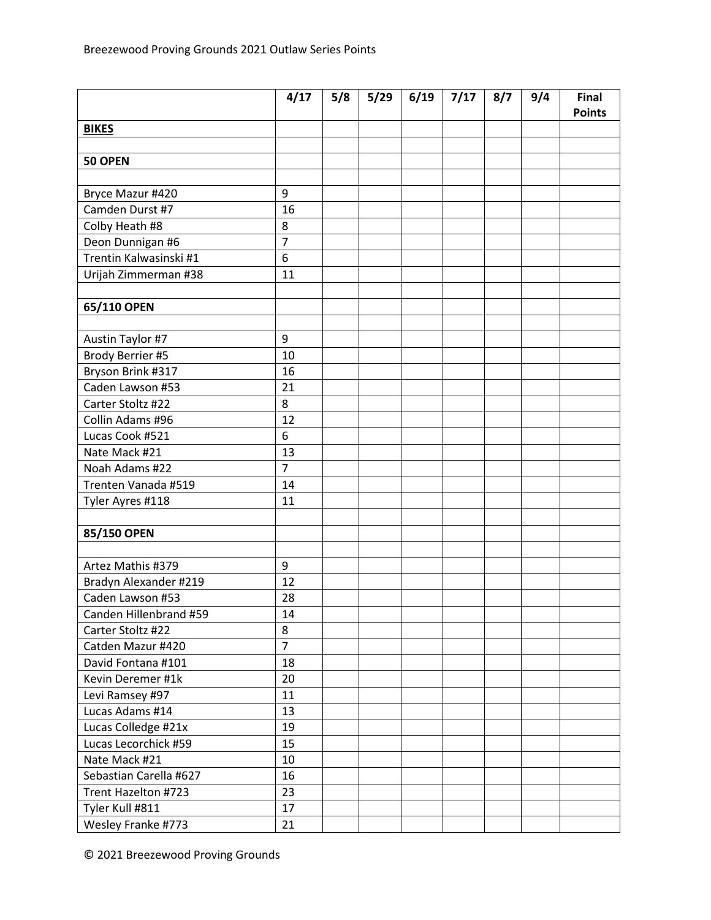Breezewood Proving Grounds 2021 Outlaw Series Points

| | 4/17 | 5/8 | 5/29 | 6/19 | 7/17 | 8/7 | 9/4 | Final Points |
|---|---|---|---|---|---|---|---|---|
| **BIKES** | | | | | | | | |
| | | | | | | | | |
| **50 OPEN** | | | | | | | | |
| | | | | | | | | |
| Bryce Mazur #420 | 9 | | | | | | | |
| Camden Durst #7 | 16 | | | | | | | |
| Colby Heath #8 | 8 | | | | | | | |
| Deon Dunnigan #6 | 7 | | | | | | | |
| Trentin Kalwasinski #1 | 6 | | | | | | | |
| Urijah Zimmerman #38 | 11 | | | | | | | |
| | | | | | | | | |
| **65/110 OPEN** | | | | | | | | |
| | | | | | | | | |
| Austin Taylor #7 | 9 | | | | | | | |
| Brody Berrier #5 | 10 | | | | | | | |
| Bryson Brink #317 | 16 | | | | | | | |
| Caden Lawson #53 | 21 | | | | | | | |
| Carter Stoltz #22 | 8 | | | | | | | |
| Collin Adams #96 | 12 | | | | | | | |
| Lucas Cook #521 | 6 | | | | | | | |
| Nate Mack #21 | 13 | | | | | | | |
| Noah Adams #22 | 7 | | | | | | | |
| Trenten Vanada #519 | 14 | | | | | | | |
| Tyler Ayres #118 | 11 | | | | | | | |
| | | | | | | | | |
| **85/150 OPEN** | | | | | | | | |
| | | | | | | | | |
| Artez Mathis #379 | 9 | | | | | | | |
| Bradyn Alexander #219 | 12 | | | | | | | |
| Caden Lawson #53 | 28 | | | | | | | |
| Canden Hillenbrand #59 | 14 | | | | | | | |
| Carter Stoltz #22 | 8 | | | | | | | |
| Catden Mazur #420 | 7 | | | | | | | |
| David Fontana #101 | 18 | | | | | | | |
| Kevin Deremer #1k | 20 | | | | | | | |
| Levi Ramsey #97 | 11 | | | | | | | |
| Lucas Adams #14 | 13 | | | | | | | |
| Lucas Colledge #21x | 19 | | | | | | | |
| Lucas Lecorchick #59 | 15 | | | | | | | |
| Nate Mack #21 | 10 | | | | | | | |
| Sebastian Carella #627 | 16 | | | | | | | |
| Trent Hazelton #723 | 23 | | | | | | | |
| Tyler Kull #811 | 17 | | | | | | | |
| Wesley Franke #773 | 21 | | | | | | | |

© 2021 Breezewood Proving Grounds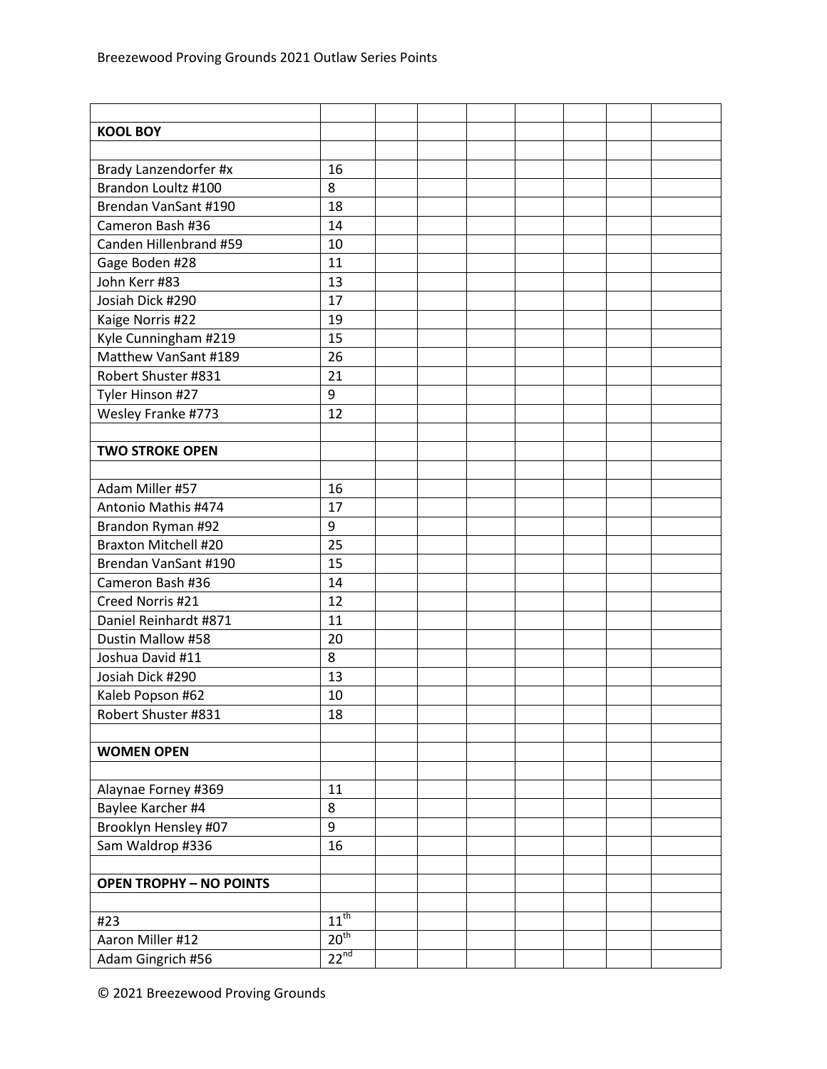Breezewood Proving Grounds 2021 Outlaw Series Points

| | | | | | | | | |
|---|---|---|---|---|---|---|---|---|
| **KOOL BOY** | | | | | | | | |
| | | | | | | | | |
| Brady Lanzendorfer #x | 16 | | | | | | | |
| Brandon Loultz #100 | 8 | | | | | | | |
| Brendan VanSant #190 | 18 | | | | | | | |
| Cameron Bash #36 | 14 | | | | | | | |
| Canden Hillenbrand #59 | 10 | | | | | | | |
| Gage Boden #28 | 11 | | | | | | | |
| John Kerr #83 | 13 | | | | | | | |
| Josiah Dick #290 | 17 | | | | | | | |
| Kaige Norris #22 | 19 | | | | | | | |
| Kyle Cunningham #219 | 15 | | | | | | | |
| Matthew VanSant #189 | 26 | | | | | | | |
| Robert Shuster #831 | 21 | | | | | | | |
| Tyler Hinson #27 | 9 | | | | | | | |
| Wesley Franke #773 | 12 | | | | | | | |
| | | | | | | | | |
| **TWO STROKE OPEN** | | | | | | | | |
| | | | | | | | | |
| Adam Miller #57 | 16 | | | | | | | |
| Antonio Mathis #474 | 17 | | | | | | | |
| Brandon Ryman #92 | 9 | | | | | | | |
| Braxton Mitchell #20 | 25 | | | | | | | |
| Brendan VanSant #190 | 15 | | | | | | | |
| Cameron Bash #36 | 14 | | | | | | | |
| Creed Norris #21 | 12 | | | | | | | |
| Daniel Reinhardt #871 | 11 | | | | | | | |
| Dustin Mallow #58 | 20 | | | | | | | |
| Joshua David #11 | 8 | | | | | | | |
| Josiah Dick #290 | 13 | | | | | | | |
| Kaleb Popson #62 | 10 | | | | | | | |
| Robert Shuster #831 | 18 | | | | | | | |
| | | | | | | | | |
| **WOMEN OPEN** | | | | | | | | |
| | | | | | | | | |
| Alaynae Forney #369 | 11 | | | | | | | |
| Baylee Karcher #4 | 8 | | | | | | | |
| Brooklyn Hensley #07 | 9 | | | | | | | |
| Sam Waldrop #336 | 16 | | | | | | | |
| | | | | | | | | |
| **OPEN TROPHY – NO POINTS** | | | | | | | | |
| | | | | | | | | |
| #23 | 11th | | | | | | | |
| Aaron Miller #12 | 20th | | | | | | | |
| Adam Gingrich #56 | 22nd | | | | | | | |

© 2021 Breezewood Proving Grounds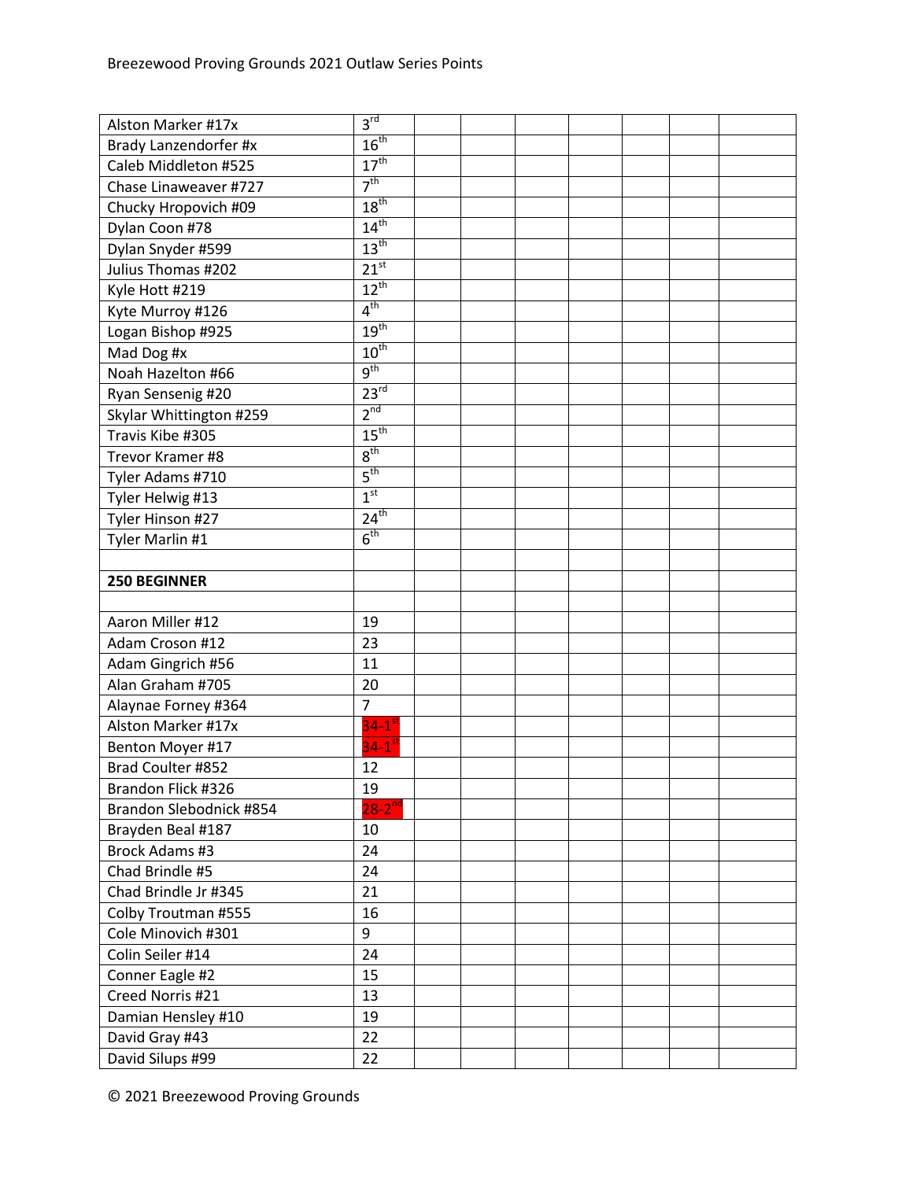| | | | | | | | | |
|---|---|---|---|---|---|---|---|---|
| Alston Marker #17x | 3rd | | | | | | | |
| Brady Lanzendorfer #x | 16th | | | | | | | |
| Caleb Middleton #525 | 17th | | | | | | | |
| Chase Linaweaver #727 | 7th | | | | | | | |
| Chucky Hropovich #09 | 18th | | | | | | | |
| Dylan Coon #78 | 14th | | | | | | | |
| Dylan Snyder #599 | 13th | | | | | | | |
| Julius Thomas #202 | 21st | | | | | | | |
| Kyle Hott #219 | 12th | | | | | | | |
| Kyte Murroy #126 | 4th | | | | | | | |
| Logan Bishop #925 | 19th | | | | | | | |
| Mad Dog #x | 10th | | | | | | | |
| Noah Hazelton #66 | 9th | | | | | | | |
| Ryan Sensenig #20 | 23rd | | | | | | | |
| Skylar Whittington #259 | 2nd | | | | | | | |
| Travis Kibe #305 | 15th | | | | | | | |
| Trevor Kramer #8 | 8th | | | | | | | |
| Tyler Adams #710 | 5th | | | | | | | |
| Tyler Helwig #13 | 1st | | | | | | | |
| Tyler Hinson #27 | 24th | | | | | | | |
| Tyler Marlin #1 | 6th | | | | | | | |
| | | | | | | | | |
| **250 BEGINNER** | | | | | | | | |
| | | | | | | | | |
| Aaron Miller #12 | 19 | | | | | | | |
| Adam Croson #12 | 23 | | | | | | | |
| Adam Gingrich #56 | 11 | | | | | | | |
| Alan Graham #705 | 20 | | | | | | | |
| Alaynae Forney #364 | 7 | | | | | | | |
| Alston Marker #17x | 34-1st | | | | | | | |
| Benton Moyer #17 | 34-1st | | | | | | | |
| Brad Coulter #852 | 12 | | | | | | | |
| Brandon Flick #326 | 19 | | | | | | | |
| Brandon Slebodnick #854 | 28-2nd | | | | | | | |
| Brayden Beal #187 | 10 | | | | | | | |
| Brock Adams #3 | 24 | | | | | | | |
| Chad Brindle #5 | 24 | | | | | | | |
| Chad Brindle Jr #345 | 21 | | | | | | | |
| Colby Troutman #555 | 16 | | | | | | | |
| Cole Minovich #301 | 9 | | | | | | | |
| Colin Seiler #14 | 24 | | | | | | | |
| Conner Eagle #2 | 15 | | | | | | | |
| Creed Norris #21 | 13 | | | | | | | |
| Damian Hensley #10 | 19 | | | | | | | |
| David Gray #43 | 22 | | | | | | | |
| David Silups #99 | 22 | | | | | | | |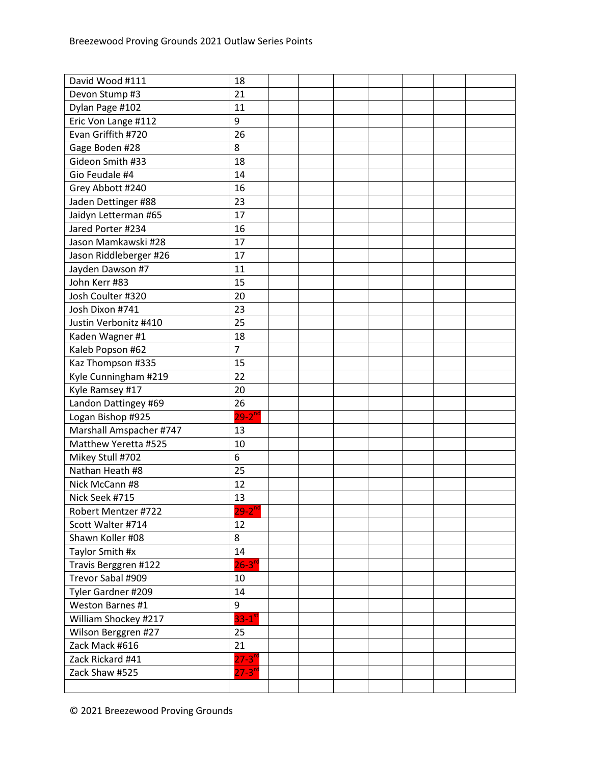| | | | | | | | | |
|---|---|---|---|---|---|---|---|---|
| David Wood #111 | 18 | | | | | | | |
| Devon Stump #3 | 21 | | | | | | | |
| Dylan Page #102 | 11 | | | | | | | |
| Eric Von Lange #112 | 9 | | | | | | | |
| Evan Griffith #720 | 26 | | | | | | | |
| Gage Boden #28 | 8 | | | | | | | |
| Gideon Smith #33 | 18 | | | | | | | |
| Gio Feudale #4 | 14 | | | | | | | |
| Grey Abbott #240 | 16 | | | | | | | |
| Jaden Dettinger #88 | 23 | | | | | | | |
| Jaidyn Letterman #65 | 17 | | | | | | | |
| Jared Porter #234 | 16 | | | | | | | |
| Jason Mamkawski #28 | 17 | | | | | | | |
| Jason Riddleberger #26 | 17 | | | | | | | |
| Jayden Dawson #7 | 11 | | | | | | | |
| John Kerr #83 | 15 | | | | | | | |
| Josh Coulter #320 | 20 | | | | | | | |
| Josh Dixon #741 | 23 | | | | | | | |
| Justin Verbonitz #410 | 25 | | | | | | | |
| Kaden Wagner #1 | 18 | | | | | | | |
| Kaleb Popson #62 | 7 | | | | | | | |
| Kaz Thompson #335 | 15 | | | | | | | |
| Kyle Cunningham #219 | 22 | | | | | | | |
| Kyle Ramsey #17 | 20 | | | | | | | |
| Landon Dattingey #69 | 26 | | | | | | | |
| Logan Bishop #925 | 29-2nd | | | | | | | |
| Marshall Amspacher #747 | 13 | | | | | | | |
| Matthew Yeretta #525 | 10 | | | | | | | |
| Mikey Stull #702 | 6 | | | | | | | |
| Nathan Heath #8 | 25 | | | | | | | |
| Nick McCann #8 | 12 | | | | | | | |
| Nick Seek #715 | 13 | | | | | | | |
| Robert Mentzer #722 | 29-2nd | | | | | | | |
| Scott Walter #714 | 12 | | | | | | | |
| Shawn Koller #08 | 8 | | | | | | | |
| Taylor Smith #x | 14 | | | | | | | |
| Travis Berggren #122 | 26-3rd | | | | | | | |
| Trevor Sabal #909 | 10 | | | | | | | |
| Tyler Gardner #209 | 14 | | | | | | | |
| Weston Barnes #1 | 9 | | | | | | | |
| William Shockey #217 | 33-1st | | | | | | | |
| Wilson Berggren #27 | 25 | | | | | | | |
| Zack Mack #616 | 21 | | | | | | | |
| Zack Rickard #41 | 27-3rd | | | | | | | |
| Zack Shaw #525 | 27-3rd | | | | | | | |
| | | | | | | | | |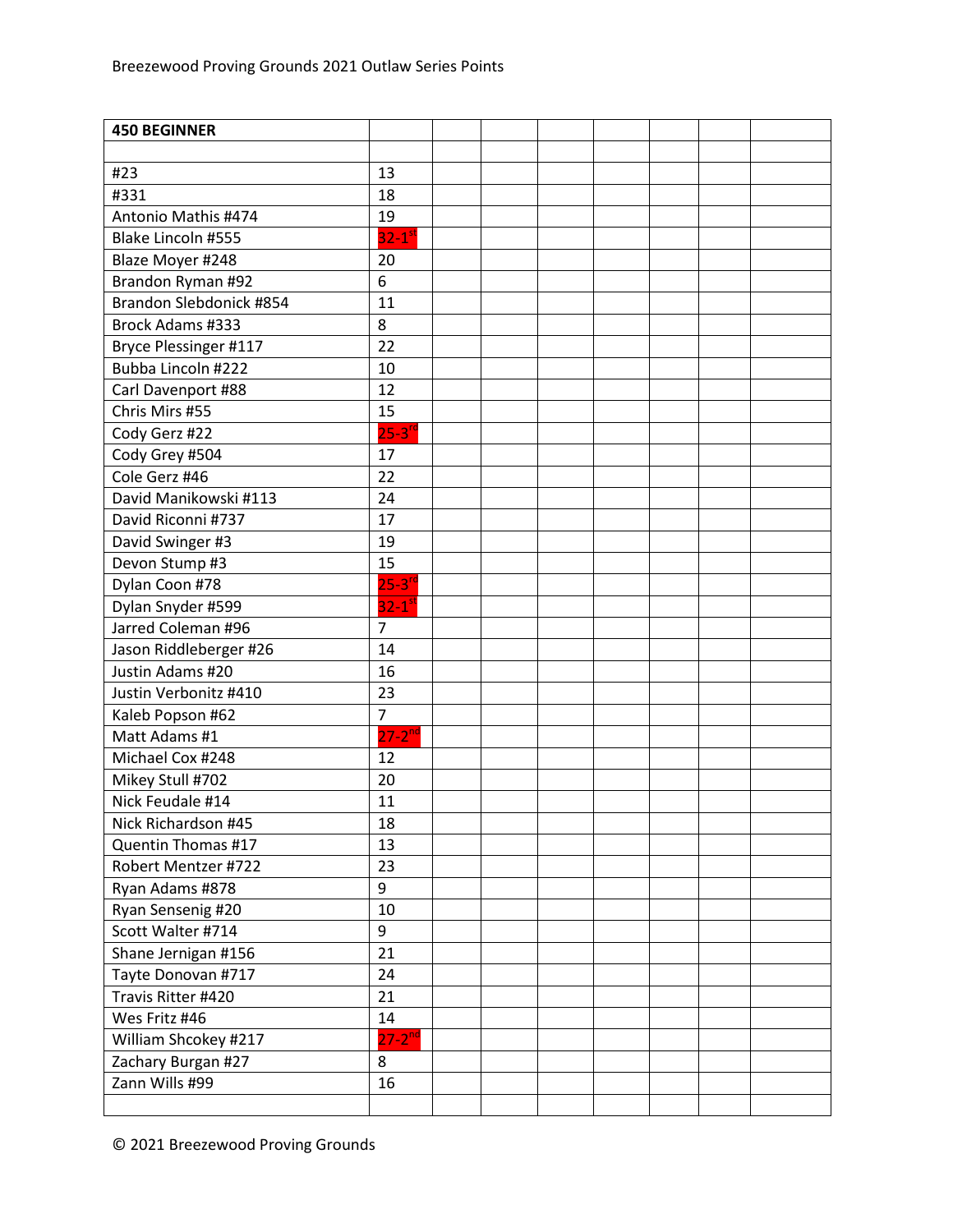| 450 BEGINNER | | | | | | | | |
|---|---|---|---|---|---|---|---|---|
| | | | | | | | | |
| #23 | 13 | | | | | | | |
| #331 | 18 | | | | | | | |
| Antonio Mathis #474 | 19 | | | | | | | |
| Blake Lincoln #555 | 32-1st | | | | | | | |
| Blaze Moyer #248 | 20 | | | | | | | |
| Brandon Ryman #92 | 6 | | | | | | | |
| Brandon Slebdonick #854 | 11 | | | | | | | |
| Brock Adams #333 | 8 | | | | | | | |
| Bryce Plessinger #117 | 22 | | | | | | | |
| Bubba Lincoln #222 | 10 | | | | | | | |
| Carl Davenport #88 | 12 | | | | | | | |
| Chris Mirs #55 | 15 | | | | | | | |
| Cody Gerz #22 | 25-3rd | | | | | | | |
| Cody Grey #504 | 17 | | | | | | | |
| Cole Gerz #46 | 22 | | | | | | | |
| David Manikowski #113 | 24 | | | | | | | |
| David Riconni #737 | 17 | | | | | | | |
| David Swinger #3 | 19 | | | | | | | |
| Devon Stump #3 | 15 | | | | | | | |
| Dylan Coon #78 | 25-3rd | | | | | | | |
| Dylan Snyder #599 | 32-1st | | | | | | | |
| Jarred Coleman #96 | 7 | | | | | | | |
| Jason Riddleberger #26 | 14 | | | | | | | |
| Justin Adams #20 | 16 | | | | | | | |
| Justin Verbonitz #410 | 23 | | | | | | | |
| Kaleb Popson #62 | 7 | | | | | | | |
| Matt Adams #1 | 27-2nd | | | | | | | |
| Michael Cox #248 | 12 | | | | | | | |
| Mikey Stull #702 | 20 | | | | | | | |
| Nick Feudale #14 | 11 | | | | | | | |
| Nick Richardson #45 | 18 | | | | | | | |
| Quentin Thomas #17 | 13 | | | | | | | |
| Robert Mentzer #722 | 23 | | | | | | | |
| Ryan Adams #878 | 9 | | | | | | | |
| Ryan Sensenig #20 | 10 | | | | | | | |
| Scott Walter #714 | 9 | | | | | | | |
| Shane Jernigan #156 | 21 | | | | | | | |
| Tayte Donovan #717 | 24 | | | | | | | |
| Travis Ritter #420 | 21 | | | | | | | |
| Wes Fritz #46 | 14 | | | | | | | |
| William Shcokey #217 | 27-2nd | | | | | | | |
| Zachary Burgan #27 | 8 | | | | | | | |
| Zann Wills #99 | 16 | | | | | | | |
| | | | | | | | | |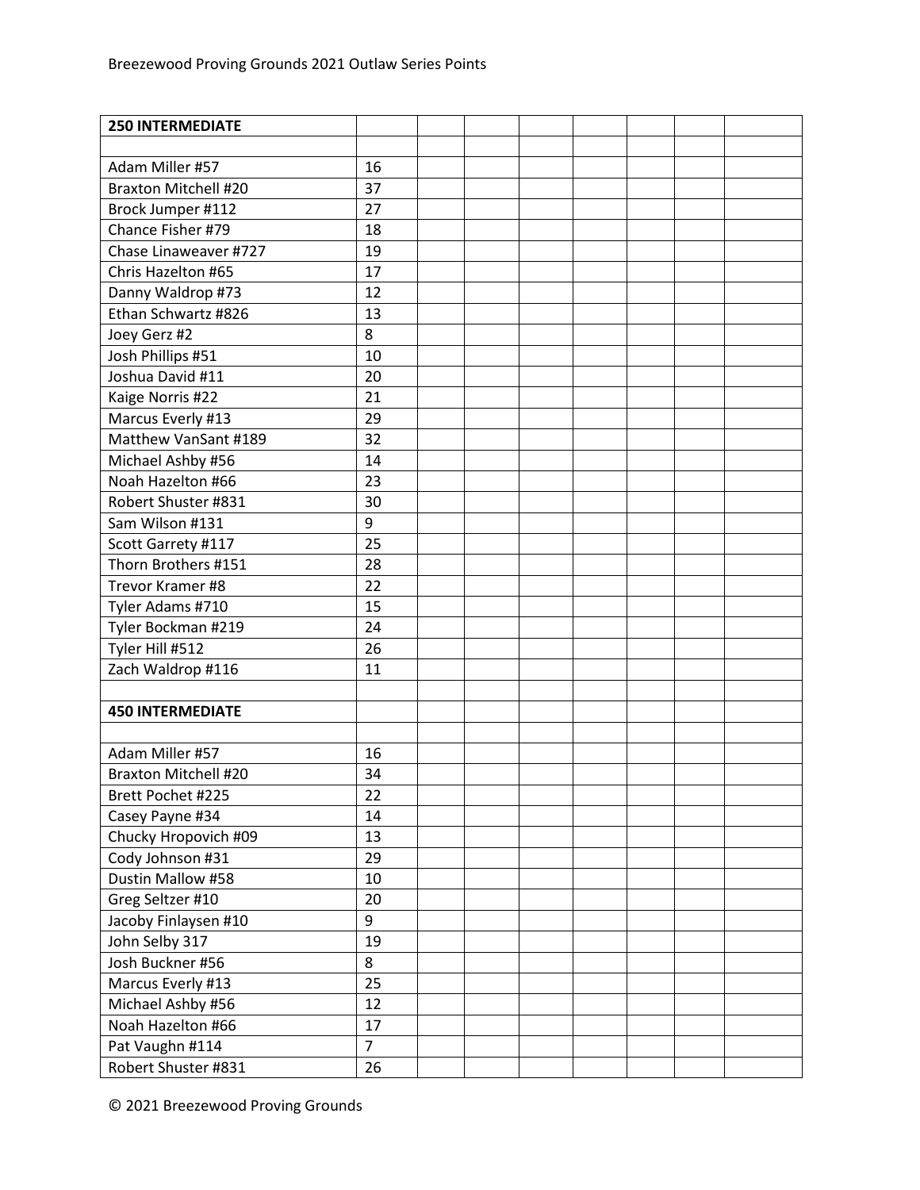| 250 INTERMEDIATE | | | | | | | | |
|---|---|---|---|---|---|---|---|---|
| | | | | | | | | |
| Adam Miller #57 | 16 | | | | | | | |
| Braxton Mitchell #20 | 37 | | | | | | | |
| Brock Jumper #112 | 27 | | | | | | | |
| Chance Fisher #79 | 18 | | | | | | | |
| Chase Linaweaver #727 | 19 | | | | | | | |
| Chris Hazelton #65 | 17 | | | | | | | |
| Danny Waldrop #73 | 12 | | | | | | | |
| Ethan Schwartz #826 | 13 | | | | | | | |
| Joey Gerz #2 | 8 | | | | | | | |
| Josh Phillips #51 | 10 | | | | | | | |
| Joshua David #11 | 20 | | | | | | | |
| Kaige Norris #22 | 21 | | | | | | | |
| Marcus Everly #13 | 29 | | | | | | | |
| Matthew VanSant #189 | 32 | | | | | | | |
| Michael Ashby #56 | 14 | | | | | | | |
| Noah Hazelton #66 | 23 | | | | | | | |
| Robert Shuster #831 | 30 | | | | | | | |
| Sam Wilson #131 | 9 | | | | | | | |
| Scott Garrety #117 | 25 | | | | | | | |
| Thorn Brothers #151 | 28 | | | | | | | |
| Trevor Kramer #8 | 22 | | | | | | | |
| Tyler Adams #710 | 15 | | | | | | | |
| Tyler Bockman #219 | 24 | | | | | | | |
| Tyler Hill #512 | 26 | | | | | | | |
| Zach Waldrop #116 | 11 | | | | | | | |
| | | | | | | | | |
| **450 INTERMEDIATE** | | | | | | | | |
| | | | | | | | | |
| Adam Miller #57 | 16 | | | | | | | |
| Braxton Mitchell #20 | 34 | | | | | | | |
| Brett Pochet #225 | 22 | | | | | | | |
| Casey Payne #34 | 14 | | | | | | | |
| Chucky Hropovich #09 | 13 | | | | | | | |
| Cody Johnson #31 | 29 | | | | | | | |
| Dustin Mallow #58 | 10 | | | | | | | |
| Greg Seltzer #10 | 20 | | | | | | | |
| Jacoby Finlaysen #10 | 9 | | | | | | | |
| John Selby 317 | 19 | | | | | | | |
| Josh Buckner #56 | 8 | | | | | | | |
| Marcus Everly #13 | 25 | | | | | | | |
| Michael Ashby #56 | 12 | | | | | | | |
| Noah Hazelton #66 | 17 | | | | | | | |
| Pat Vaughn #114 | 7 | | | | | | | |
| Robert Shuster #831 | 26 | | | | | | | |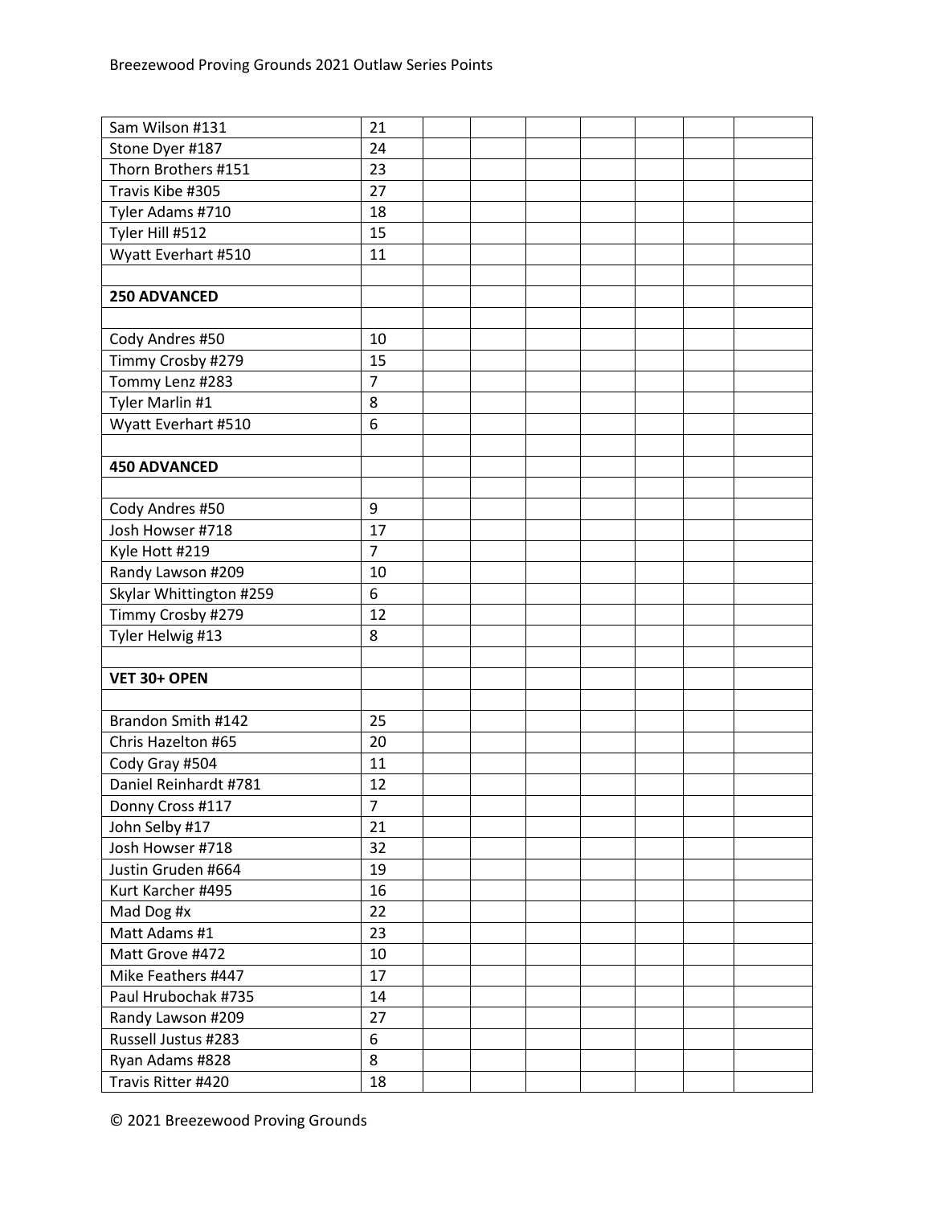| | | | | | | | | |
|---|---|---|---|---|---|---|---|---|
| Sam Wilson #131 | 21 | | | | | | | |
| Stone Dyer #187 | 24 | | | | | | | |
| Thorn Brothers #151 | 23 | | | | | | | |
| Travis Kibe #305 | 27 | | | | | | | |
| Tyler Adams #710 | 18 | | | | | | | |
| Tyler Hill #512 | 15 | | | | | | | |
| Wyatt Everhart #510 | 11 | | | | | | | |
| | | | | | | | | |
| **250 ADVANCED** | | | | | | | | |
| | | | | | | | | |
| Cody Andres #50 | 10 | | | | | | | |
| Timmy Crosby #279 | 15 | | | | | | | |
| Tommy Lenz #283 | 7 | | | | | | | |
| Tyler Marlin #1 | 8 | | | | | | | |
| Wyatt Everhart #510 | 6 | | | | | | | |
| | | | | | | | | |
| **450 ADVANCED** | | | | | | | | |
| | | | | | | | | |
| Cody Andres #50 | 9 | | | | | | | |
| Josh Howser #718 | 17 | | | | | | | |
| Kyle Hott #219 | 7 | | | | | | | |
| Randy Lawson #209 | 10 | | | | | | | |
| Skylar Whittington #259 | 6 | | | | | | | |
| Timmy Crosby #279 | 12 | | | | | | | |
| Tyler Helwig #13 | 8 | | | | | | | |
| | | | | | | | | |
| **VET 30+ OPEN** | | | | | | | | |
| | | | | | | | | |
| Brandon Smith #142 | 25 | | | | | | | |
| Chris Hazelton #65 | 20 | | | | | | | |
| Cody Gray #504 | 11 | | | | | | | |
| Daniel Reinhardt #781 | 12 | | | | | | | |
| Donny Cross #117 | 7 | | | | | | | |
| John Selby #17 | 21 | | | | | | | |
| Josh Howser #718 | 32 | | | | | | | |
| Justin Gruden #664 | 19 | | | | | | | |
| Kurt Karcher #495 | 16 | | | | | | | |
| Mad Dog #x | 22 | | | | | | | |
| Matt Adams #1 | 23 | | | | | | | |
| Matt Grove #472 | 10 | | | | | | | |
| Mike Feathers #447 | 17 | | | | | | | |
| Paul Hrubochak #735 | 14 | | | | | | | |
| Randy Lawson #209 | 27 | | | | | | | |
| Russell Justus #283 | 6 | | | | | | | |
| Ryan Adams #828 | 8 | | | | | | | |
| Travis Ritter #420 | 18 | | | | | | | |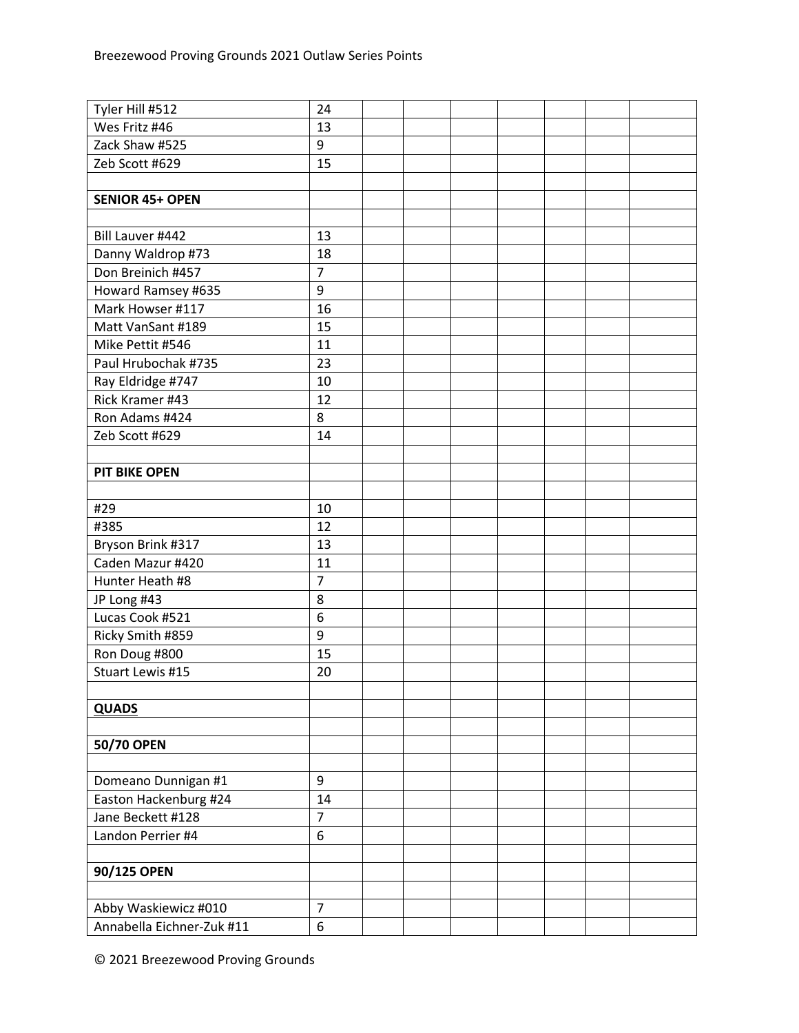| | | | | | | | | |
|---|---|---|---|---|---|---|---|---|
| Tyler Hill #512 | 24 | | | | | | | |
| Wes Fritz #46 | 13 | | | | | | | |
| Zack Shaw #525 | 9 | | | | | | | |
| Zeb Scott #629 | 15 | | | | | | | |
| | | | | | | | | |
| **SENIOR 45+ OPEN** | | | | | | | | |
| | | | | | | | | |
| Bill Lauver #442 | 13 | | | | | | | |
| Danny Waldrop #73 | 18 | | | | | | | |
| Don Breinich #457 | 7 | | | | | | | |
| Howard Ramsey #635 | 9 | | | | | | | |
| Mark Howser #117 | 16 | | | | | | | |
| Matt VanSant #189 | 15 | | | | | | | |
| Mike Pettit #546 | 11 | | | | | | | |
| Paul Hrubochak #735 | 23 | | | | | | | |
| Ray Eldridge #747 | 10 | | | | | | | |
| Rick Kramer #43 | 12 | | | | | | | |
| Ron Adams #424 | 8 | | | | | | | |
| Zeb Scott #629 | 14 | | | | | | | |
| | | | | | | | | |
| **PIT BIKE OPEN** | | | | | | | | |
| | | | | | | | | |
| #29 | 10 | | | | | | | |
| #385 | 12 | | | | | | | |
| Bryson Brink #317 | 13 | | | | | | | |
| Caden Mazur #420 | 11 | | | | | | | |
| Hunter Heath #8 | 7 | | | | | | | |
| JP Long #43 | 8 | | | | | | | |
| Lucas Cook #521 | 6 | | | | | | | |
| Ricky Smith #859 | 9 | | | | | | | |
| Ron Doug #800 | 15 | | | | | | | |
| Stuart Lewis #15 | 20 | | | | | | | |
| | | | | | | | | |
| **QUADS** | | | | | | | | |
| | | | | | | | | |
| **50/70 OPEN** | | | | | | | | |
| | | | | | | | | |
| Domeano Dunnigan #1 | 9 | | | | | | | |
| Easton Hackenburg #24 | 14 | | | | | | | |
| Jane Beckett #128 | 7 | | | | | | | |
| Landon Perrier #4 | 6 | | | | | | | |
| | | | | | | | | |
| **90/125 OPEN** | | | | | | | | |
| | | | | | | | | |
| Abby Waskiewicz #010 | 7 | | | | | | | |
| Annabella Eichner-Zuk #11 | 6 | | | | | | | |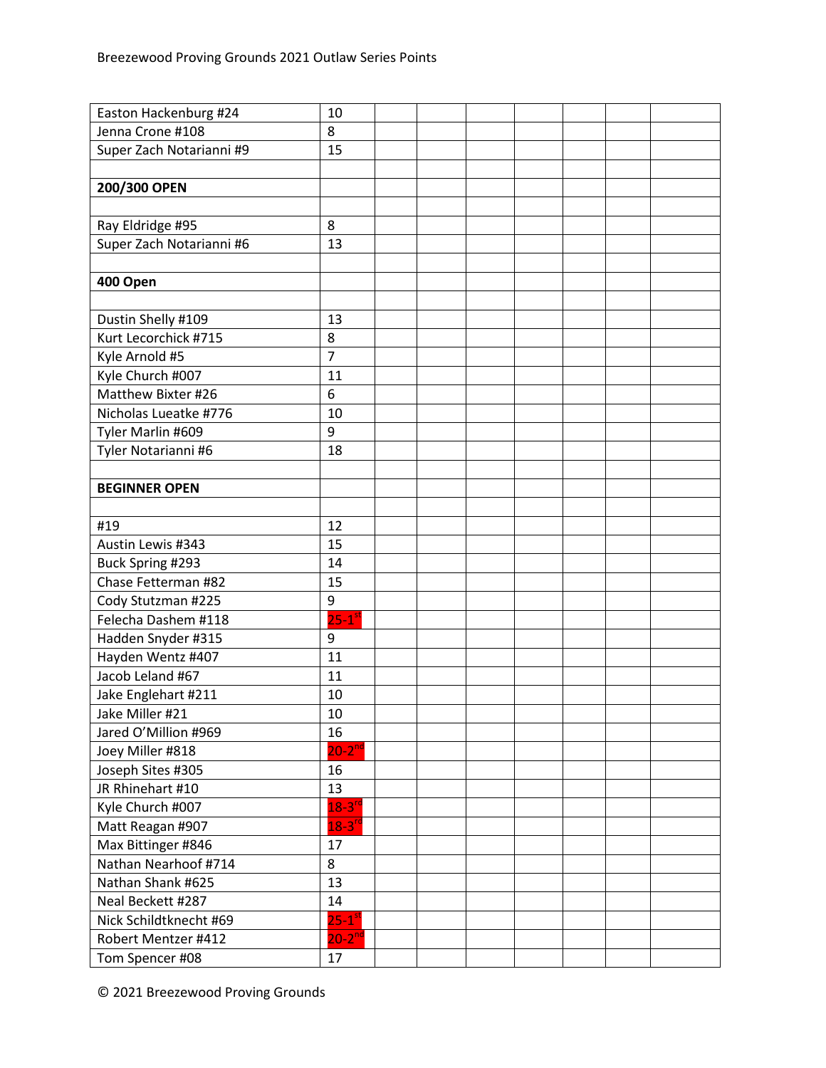| | | | | | | | | |
|---|---|---|---|---|---|---|---|---|
| Easton Hackenburg #24 | 10 | | | | | | | |
| Jenna Crone #108 | 8 | | | | | | | |
| Super Zach Notarianni #9 | 15 | | | | | | | |
| | | | | | | | | |
| **200/300 OPEN** | | | | | | | | |
| | | | | | | | | |
| Ray Eldridge #95 | 8 | | | | | | | |
| Super Zach Notarianni #6 | 13 | | | | | | | |
| | | | | | | | | |
| **400 Open** | | | | | | | | |
| | | | | | | | | |
| Dustin Shelly #109 | 13 | | | | | | | |
| Kurt Lecorchick #715 | 8 | | | | | | | |
| Kyle Arnold #5 | 7 | | | | | | | |
| Kyle Church #007 | 11 | | | | | | | |
| Matthew Bixter #26 | 6 | | | | | | | |
| Nicholas Lueatke #776 | 10 | | | | | | | |
| Tyler Marlin #609 | 9 | | | | | | | |
| Tyler Notarianni #6 | 18 | | | | | | | |
| | | | | | | | | |
| **BEGINNER OPEN** | | | | | | | | |
| | | | | | | | | |
| #19 | 12 | | | | | | | |
| Austin Lewis #343 | 15 | | | | | | | |
| Buck Spring #293 | 14 | | | | | | | |
| Chase Fetterman #82 | 15 | | | | | | | |
| Cody Stutzman #225 | 9 | | | | | | | |
| Felecha Dashem #118 | 25-1st | | | | | | | |
| Hadden Snyder #315 | 9 | | | | | | | |
| Hayden Wentz #407 | 11 | | | | | | | |
| Jacob Leland #67 | 11 | | | | | | | |
| Jake Englehart #211 | 10 | | | | | | | |
| Jake Miller #21 | 10 | | | | | | | |
| Jared O'Million #969 | 16 | | | | | | | |
| Joey Miller #818 | 20-2nd | | | | | | | |
| Joseph Sites #305 | 16 | | | | | | | |
| JR Rhinehart #10 | 13 | | | | | | | |
| Kyle Church #007 | 18-3rd | | | | | | | |
| Matt Reagan #907 | 18-3rd | | | | | | | |
| Max Bittinger #846 | 17 | | | | | | | |
| Nathan Nearhoof #714 | 8 | | | | | | | |
| Nathan Shank #625 | 13 | | | | | | | |
| Neal Beckett #287 | 14 | | | | | | | |
| Nick Schildtknecht #69 | 25-1st | | | | | | | |
| Robert Mentzer #412 | 20-2nd | | | | | | | |
| Tom Spencer #08 | 17 | | | | | | | |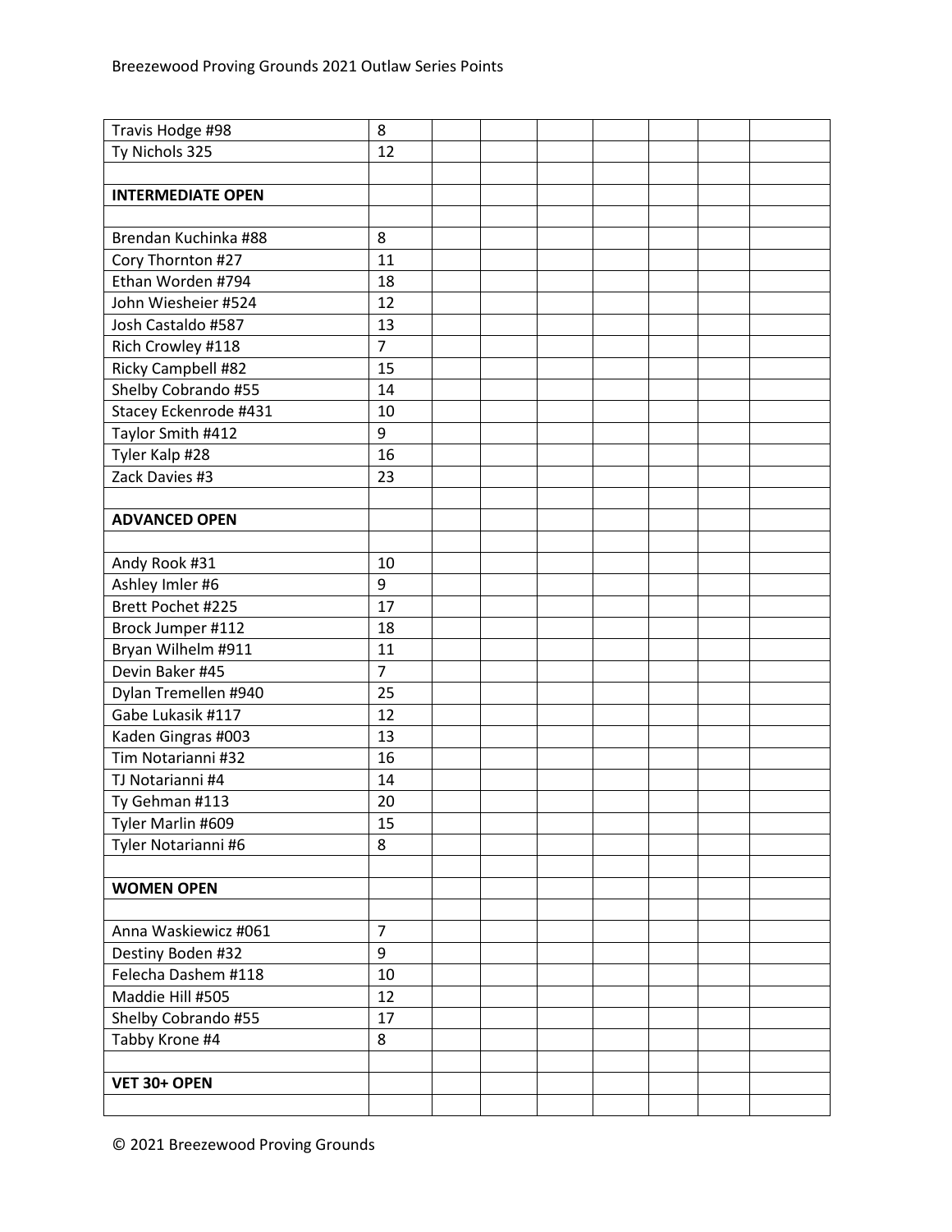| | | | | | | | | |
|---|---|---|---|---|---|---|---|---|
| Travis Hodge #98 | 8 | | | | | | | |
| Ty Nichols 325 | 12 | | | | | | | |
| | | | | | | | | |
| **INTERMEDIATE OPEN** | | | | | | | | |
| | | | | | | | | |
| Brendan Kuchinka #88 | 8 | | | | | | | |
| Cory Thornton #27 | 11 | | | | | | | |
| Ethan Worden #794 | 18 | | | | | | | |
| John Wiesheier #524 | 12 | | | | | | | |
| Josh Castaldo #587 | 13 | | | | | | | |
| Rich Crowley #118 | 7 | | | | | | | |
| Ricky Campbell #82 | 15 | | | | | | | |
| Shelby Cobrando #55 | 14 | | | | | | | |
| Stacey Eckenrode #431 | 10 | | | | | | | |
| Taylor Smith #412 | 9 | | | | | | | |
| Tyler Kalp #28 | 16 | | | | | | | |
| Zack Davies #3 | 23 | | | | | | | |
| | | | | | | | | |
| **ADVANCED OPEN** | | | | | | | | |
| | | | | | | | | |
| Andy Rook #31 | 10 | | | | | | | |
| Ashley Imler #6 | 9 | | | | | | | |
| Brett Pochet #225 | 17 | | | | | | | |
| Brock Jumper #112 | 18 | | | | | | | |
| Bryan Wilhelm #911 | 11 | | | | | | | |
| Devin Baker #45 | 7 | | | | | | | |
| Dylan Tremellen #940 | 25 | | | | | | | |
| Gabe Lukasik #117 | 12 | | | | | | | |
| Kaden Gingras #003 | 13 | | | | | | | |
| Tim Notarianni #32 | 16 | | | | | | | |
| TJ Notarianni #4 | 14 | | | | | | | |
| Ty Gehman #113 | 20 | | | | | | | |
| Tyler Marlin #609 | 15 | | | | | | | |
| Tyler Notarianni #6 | 8 | | | | | | | |
| | | | | | | | | |
| **WOMEN OPEN** | | | | | | | | |
| | | | | | | | | |
| Anna Waskiewicz #061 | 7 | | | | | | | |
| Destiny Boden #32 | 9 | | | | | | | |
| Felecha Dashem #118 | 10 | | | | | | | |
| Maddie Hill #505 | 12 | | | | | | | |
| Shelby Cobrando #55 | 17 | | | | | | | |
| Tabby Krone #4 | 8 | | | | | | | |
| | | | | | | | | |
| **VET 30+ OPEN** | | | | | | | | |
| | | | | | | | | |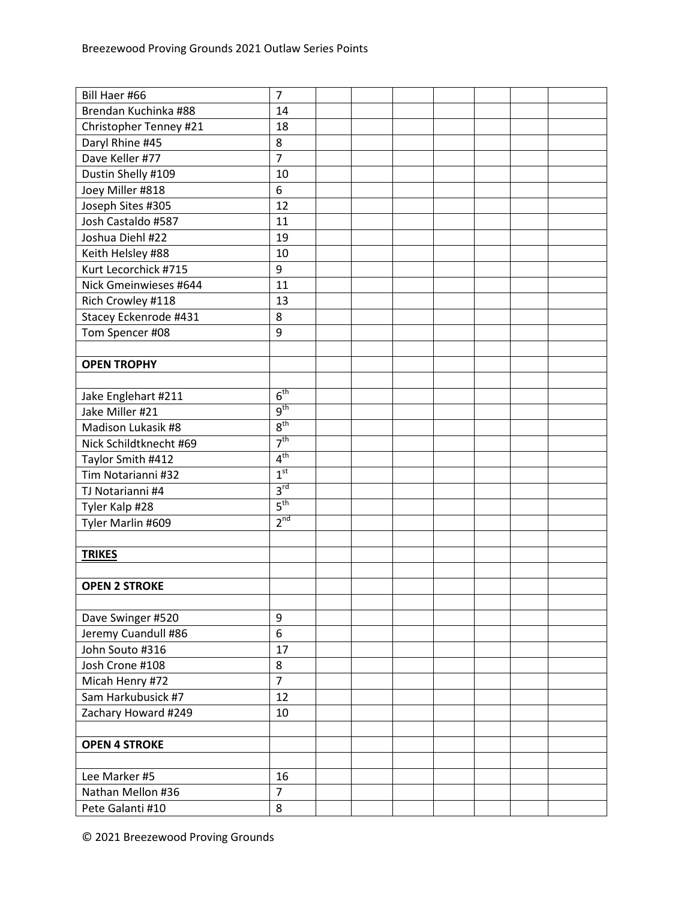| | | | | | | | | |
|---|---|---|---|---|---|---|---|---|
| Bill Haer #66 | 7 | | | | | | | |
| Brendan Kuchinka #88 | 14 | | | | | | | |
| Christopher Tenney #21 | 18 | | | | | | | |
| Daryl Rhine #45 | 8 | | | | | | | |
| Dave Keller #77 | 7 | | | | | | | |
| Dustin Shelly #109 | 10 | | | | | | | |
| Joey Miller #818 | 6 | | | | | | | |
| Joseph Sites #305 | 12 | | | | | | | |
| Josh Castaldo #587 | 11 | | | | | | | |
| Joshua Diehl #22 | 19 | | | | | | | |
| Keith Helsley #88 | 10 | | | | | | | |
| Kurt Lecorchick #715 | 9 | | | | | | | |
| Nick Gmeinwieses #644 | 11 | | | | | | | |
| Rich Crowley #118 | 13 | | | | | | | |
| Stacey Eckenrode #431 | 8 | | | | | | | |
| Tom Spencer #08 | 9 | | | | | | | |
| | | | | | | | | |
| **OPEN TROPHY** | | | | | | | | |
| | | | | | | | | |
| Jake Englehart #211 | 6th | | | | | | | |
| Jake Miller #21 | 9th | | | | | | | |
| Madison Lukasik #8 | 8th | | | | | | | |
| Nick Schildtknecht #69 | 7th | | | | | | | |
| Taylor Smith #412 | 4th | | | | | | | |
| Tim Notarianni #32 | 1st | | | | | | | |
| TJ Notarianni #4 | 3rd | | | | | | | |
| Tyler Kalp #28 | 5th | | | | | | | |
| Tyler Marlin #609 | 2nd | | | | | | | |
| | | | | | | | | |
| **TRIKES** | | | | | | | | |
| | | | | | | | | |
| **OPEN 2 STROKE** | | | | | | | | |
| | | | | | | | | |
| Dave Swinger #520 | 9 | | | | | | | |
| Jeremy Cuandull #86 | 6 | | | | | | | |
| John Souto #316 | 17 | | | | | | | |
| Josh Crone #108 | 8 | | | | | | | |
| Micah Henry #72 | 7 | | | | | | | |
| Sam Harkubusick #7 | 12 | | | | | | | |
| Zachary Howard #249 | 10 | | | | | | | |
| | | | | | | | | |
| **OPEN 4 STROKE** | | | | | | | | |
| | | | | | | | | |
| Lee Marker #5 | 16 | | | | | | | |
| Nathan Mellon #36 | 7 | | | | | | | |
| Pete Galanti #10 | 8 | | | | | | | |

© 2021 Breezewood Proving Grounds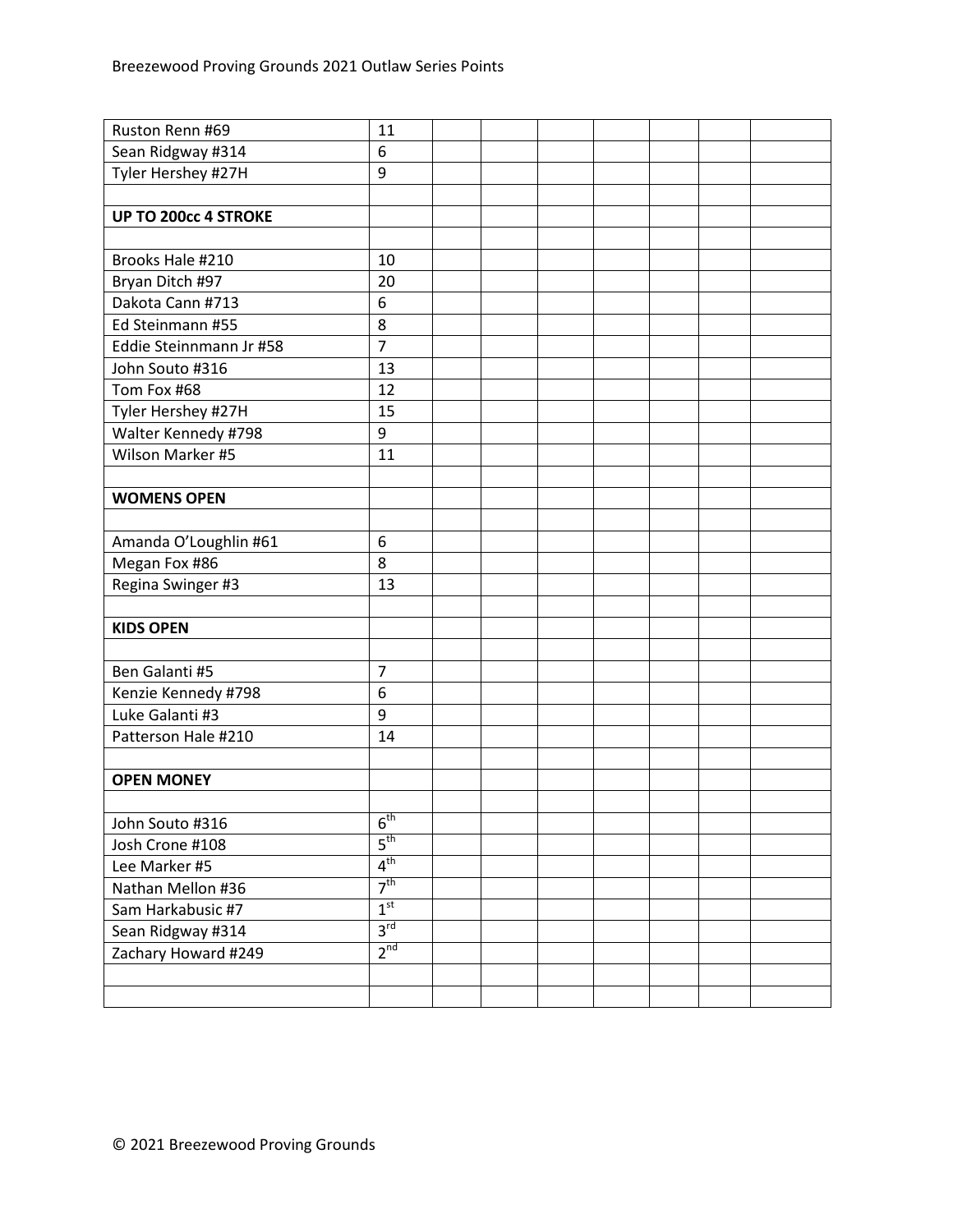| | | | | | | | | |
|---|---|---|---|---|---|---|---|---|
| Ruston Renn #69 | 11 | | | | | | | |
| Sean Ridgway #314 | 6 | | | | | | | |
| Tyler Hershey #27H | 9 | | | | | | | |
| | | | | | | | | |
| **UP TO 200cc 4 STROKE** | | | | | | | | |
| | | | | | | | | |
| Brooks Hale #210 | 10 | | | | | | | |
| Bryan Ditch #97 | 20 | | | | | | | |
| Dakota Cann #713 | 6 | | | | | | | |
| Ed Steinmann #55 | 8 | | | | | | | |
| Eddie Steinnmann Jr #58 | 7 | | | | | | | |
| John Souto #316 | 13 | | | | | | | |
| Tom Fox #68 | 12 | | | | | | | |
| Tyler Hershey #27H | 15 | | | | | | | |
| Walter Kennedy #798 | 9 | | | | | | | |
| Wilson Marker #5 | 11 | | | | | | | |
| | | | | | | | | |
| **WOMENS OPEN** | | | | | | | | |
| | | | | | | | | |
| Amanda O'Loughlin #61 | 6 | | | | | | | |
| Megan Fox #86 | 8 | | | | | | | |
| Regina Swinger #3 | 13 | | | | | | | |
| | | | | | | | | |
| **KIDS OPEN** | | | | | | | | |
| | | | | | | | | |
| Ben Galanti #5 | 7 | | | | | | | |
| Kenzie Kennedy #798 | 6 | | | | | | | |
| Luke Galanti #3 | 9 | | | | | | | |
| Patterson Hale #210 | 14 | | | | | | | |
| | | | | | | | | |
| **OPEN MONEY** | | | | | | | | |
| | | | | | | | | |
| John Souto #316 | 6th | | | | | | | |
| Josh Crone #108 | 5th | | | | | | | |
| Lee Marker #5 | 4th | | | | | | | |
| Nathan Mellon #36 | 7th | | | | | | | |
| Sam Harkabusic #7 | 1st | | | | | | | |
| Sean Ridgway #314 | 3rd | | | | | | | |
| Zachary Howard #249 | 2nd | | | | | | | |
| | | | | | | | | |
| | | | | | | | | |

© 2021 Breezewood Proving Grounds